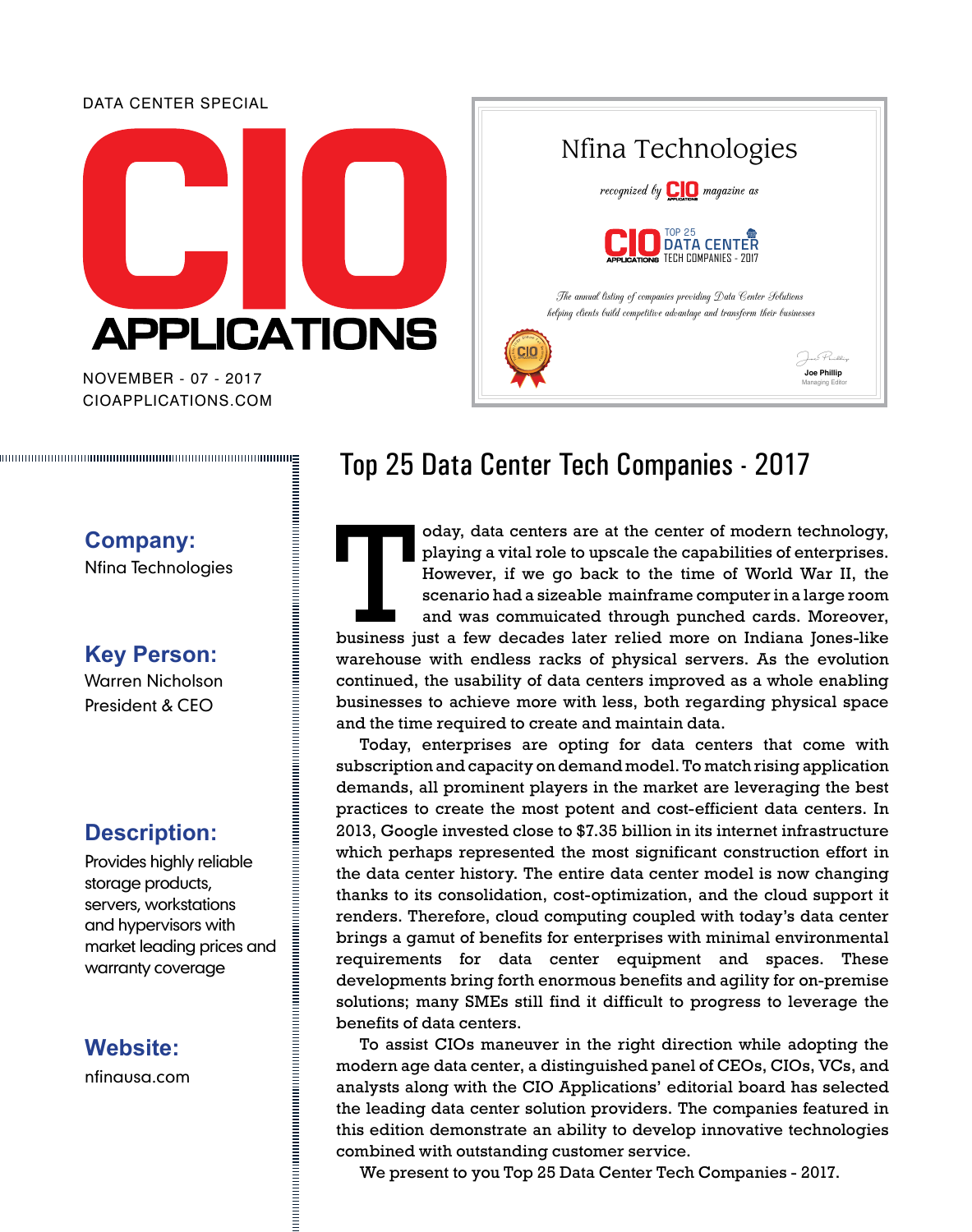DATA CENTER SPECIAL

# CIO APPLICATIONS

NOVEMBER - 07 - 2017
CIOAPPLICATIONS.COM

Nfina Technologies

*recognized by* CIO *magazine as*

CIO APPLICATIONS TOP 25 DATA CENTER TECH COMPANIES - 2017

*The annual listing of companies providing Data Center Solutions helping clients build competitive advantage and transform their businesses*

Joe Phillip
Managing Editor

## Top 25 Data Center Tech Companies - 2017

**Company:**
Nfina Technologies

**Key Person:**
Warren Nicholson
President & CEO

**Description:**
Provides highly reliable storage products, servers, workstations and hypervisors with market leading prices and warranty coverage

**Website:**
nfinausa.com

Today, data centers are at the center of modern technology, playing a vital role to upscale the capabilities of enterprises. However, if we go back to the time of World War II, the scenario had a sizeable mainframe computer in a large room and was commuicated through punched cards. Moreover, business just a few decades later relied more on Indiana Jones-like warehouse with endless racks of physical servers. As the evolution continued, the usability of data centers improved as a whole enabling businesses to achieve more with less, both regarding physical space and the time required to create and maintain data.

Today, enterprises are opting for data centers that come with subscription and capacity on demand model. To match rising application demands, all prominent players in the market are leveraging the best practices to create the most potent and cost-efficient data centers. In 2013, Google invested close to $7.35 billion in its internet infrastructure which perhaps represented the most significant construction effort in the data center history. The entire data center model is now changing thanks to its consolidation, cost-optimization, and the cloud support it renders. Therefore, cloud computing coupled with today's data center brings a gamut of benefits for enterprises with minimal environmental requirements for data center equipment and spaces. These developments bring forth enormous benefits and agility for on-premise solutions; many SMEs still find it difficult to progress to leverage the benefits of data centers.

To assist CIOs maneuver in the right direction while adopting the modern age data center, a distinguished panel of CEOs, CIOs, VCs, and analysts along with the CIO Applications' editorial board has selected the leading data center solution providers. The companies featured in this edition demonstrate an ability to develop innovative technologies combined with outstanding customer service.

We present to you Top 25 Data Center Tech Companies - 2017.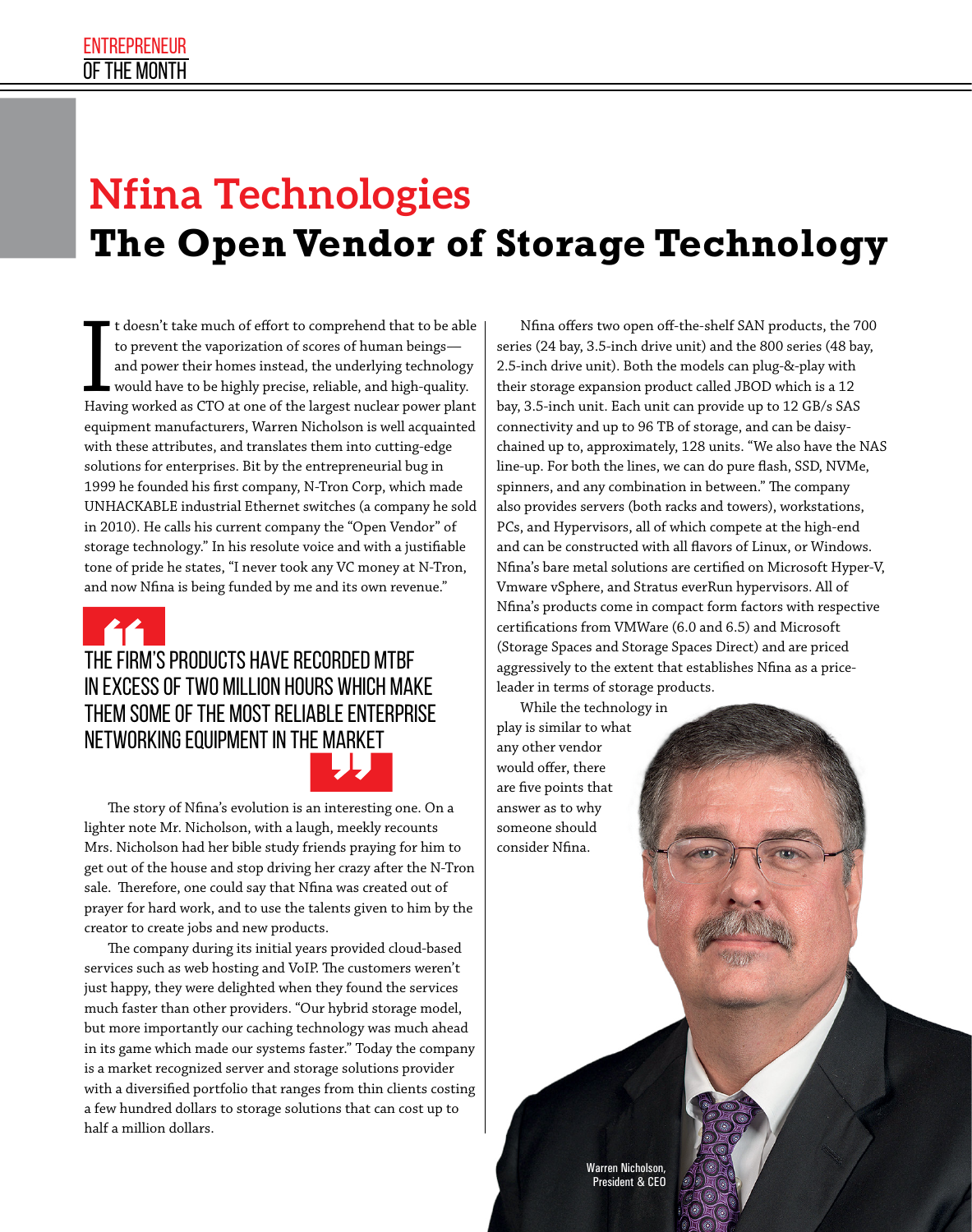ENTREPRENEUR OF THE MONTH

# Nfina Technologies

## The Open Vendor of Storage Technology

It doesn't take much of effort to comprehend that to be able to prevent the vaporization of scores of human beings—and power their homes instead, the underlying technology would have to be highly precise, reliable, and high-quality. Having worked as CTO at one of the largest nuclear power plant equipment manufacturers, Warren Nicholson is well acquainted with these attributes, and translates them into cutting-edge solutions for enterprises. Bit by the entrepreneurial bug in 1999 he founded his first company, N-Tron Corp, which made UNHACKABLE industrial Ethernet switches (a company he sold in 2010). He calls his current company the "Open Vendor" of storage technology." In his resolute voice and with a justifiable tone of pride he states, "I never took any VC money at N-Tron, and now Nfina is being funded by me and its own revenue."

> THE FIRM'S PRODUCTS HAVE RECORDED MTBF IN EXCESS OF TWO MILLION HOURS WHICH MAKE THEM SOME OF THE MOST RELIABLE ENTERPRISE NETWORKING EQUIPMENT IN THE MARKET

The story of Nfina's evolution is an interesting one. On a lighter note Mr. Nicholson, with a laugh, meekly recounts Mrs. Nicholson had her bible study friends praying for him to get out of the house and stop driving her crazy after the N-Tron sale. Therefore, one could say that Nfina was created out of prayer for hard work, and to use the talents given to him by the creator to create jobs and new products.

The company during its initial years provided cloud-based services such as web hosting and VoIP. The customers weren't just happy, they were delighted when they found the services much faster than other providers. "Our hybrid storage model, but more importantly our caching technology was much ahead in its game which made our systems faster." Today the company is a market recognized server and storage solutions provider with a diversified portfolio that ranges from thin clients costing a few hundred dollars to storage solutions that can cost up to half a million dollars.

Nfina offers two open off-the-shelf SAN products, the 700 series (24 bay, 3.5-inch drive unit) and the 800 series (48 bay, 2.5-inch drive unit). Both the models can plug-&-play with their storage expansion product called JBOD which is a 12 bay, 3.5-inch unit. Each unit can provide up to 12 GB/s SAS connectivity and up to 96 TB of storage, and can be daisy-chained up to, approximately, 128 units. "We also have the NAS line-up. For both the lines, we can do pure flash, SSD, NVMe, spinners, and any combination in between." The company also provides servers (both racks and towers), workstations, PCs, and Hypervisors, all of which compete at the high-end and can be constructed with all flavors of Linux, or Windows. Nfina's bare metal solutions are certified on Microsoft Hyper-V, Vmware vSphere, and Stratus everRun hypervisors. All of Nfina's products come in compact form factors with respective certifications from VMWare (6.0 and 6.5) and Microsoft (Storage Spaces and Storage Spaces Direct) and are priced aggressively to the extent that establishes Nfina as a price-leader in terms of storage products.

While the technology in play is similar to what any other vendor would offer, there are five points that answer as to why someone should consider Nfina.

Warren Nicholson, President & CEO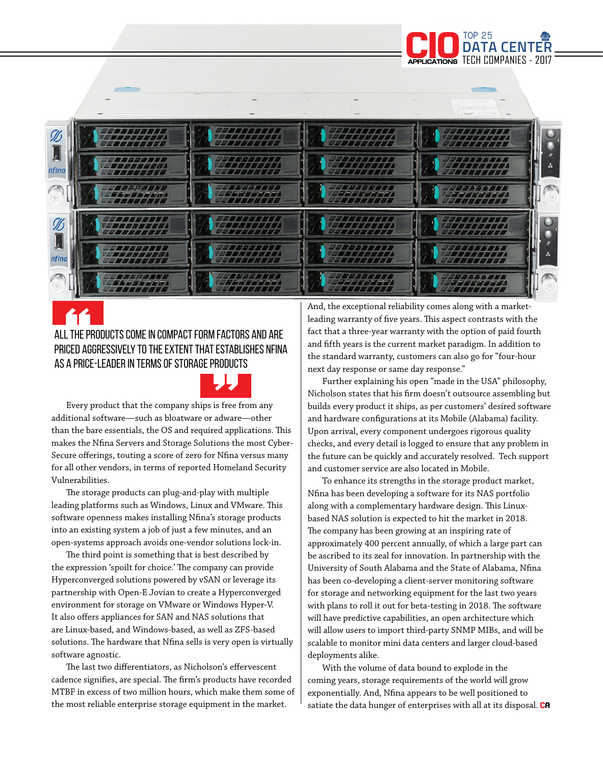ALL THE PRODUCTS COME IN COMPACT FORM FACTORS AND ARE PRICED AGGRESSIVELY TO THE EXTENT THAT ESTABLISHES NFINA AS A PRICE-LEADER IN TERMS OF STORAGE PRODUCTS

Every product that the company ships is free from any additional software—such as bloatware or adware—other than the bare essentials, the OS and required applications. This makes the Nfina Servers and Storage Solutions the most Cyber-Secure offerings, touting a score of zero for Nfina versus many for all other vendors, in terms of reported Homeland Security Vulnerabilities.

The storage products can plug-and-play with multiple leading platforms such as Windows, Linux and VMware. This software openness makes installing Nfina's storage products into an existing system a job of just a few minutes, and an open-systems approach avoids one-vendor solutions lock-in.

The third point is something that is best described by the expression 'spoilt for choice.' The company can provide Hyperconverged solutions powered by vSAN or leverage its partnership with Open-E Jovian to create a Hyperconverged environment for storage on VMware or Windows Hyper-V. It also offers appliances for SAN and NAS solutions that are Linux-based, and Windows-based, as well as ZFS-based solutions. The hardware that Nfina sells is very open is virtually software agnostic.

The last two differentiators, as Nicholson's effervescent cadence signifies, are special. The firm's products have recorded MTBF in excess of two million hours, which make them some of the most reliable enterprise storage equipment in the market. And, the exceptional reliability comes along with a market-leading warranty of five years. This aspect contrasts with the fact that a three-year warranty with the option of paid fourth and fifth years is the current market paradigm. In addition to the standard warranty, customers can also go for "four-hour next day response or same day response."

Further explaining his open "made in the USA" philosophy, Nicholson states that his firm doesn't outsource assembling but builds every product it ships, as per customers' desired software and hardware configurations at its Mobile (Alabama) facility. Upon arrival, every component undergoes rigorous quality checks, and every detail is logged to ensure that any problem in the future can be quickly and accurately resolved. Tech support and customer service are also located in Mobile.

To enhance its strengths in the storage product market, Nfina has been developing a software for its NAS portfolio along with a complementary hardware design. This Linux-based NAS solution is expected to hit the market in 2018. The company has been growing at an inspiring rate of approximately 400 percent annually, of which a large part can be ascribed to its zeal for innovation. In partnership with the University of South Alabama and the State of Alabama, Nfina has been co-developing a client-server monitoring software for storage and networking equipment for the last two years with plans to roll it out for beta-testing in 2018. The software will have predictive capabilities, an open architecture which will allow users to import third-party SNMP MIBs, and will be scalable to monitor mini data centers and larger cloud-based deployments alike.

With the volume of data bound to explode in the coming years, storage requirements of the world will grow exponentially. And, Nfina appears to be well positioned to satiate the data hunger of enterprises with all at its disposal. CA